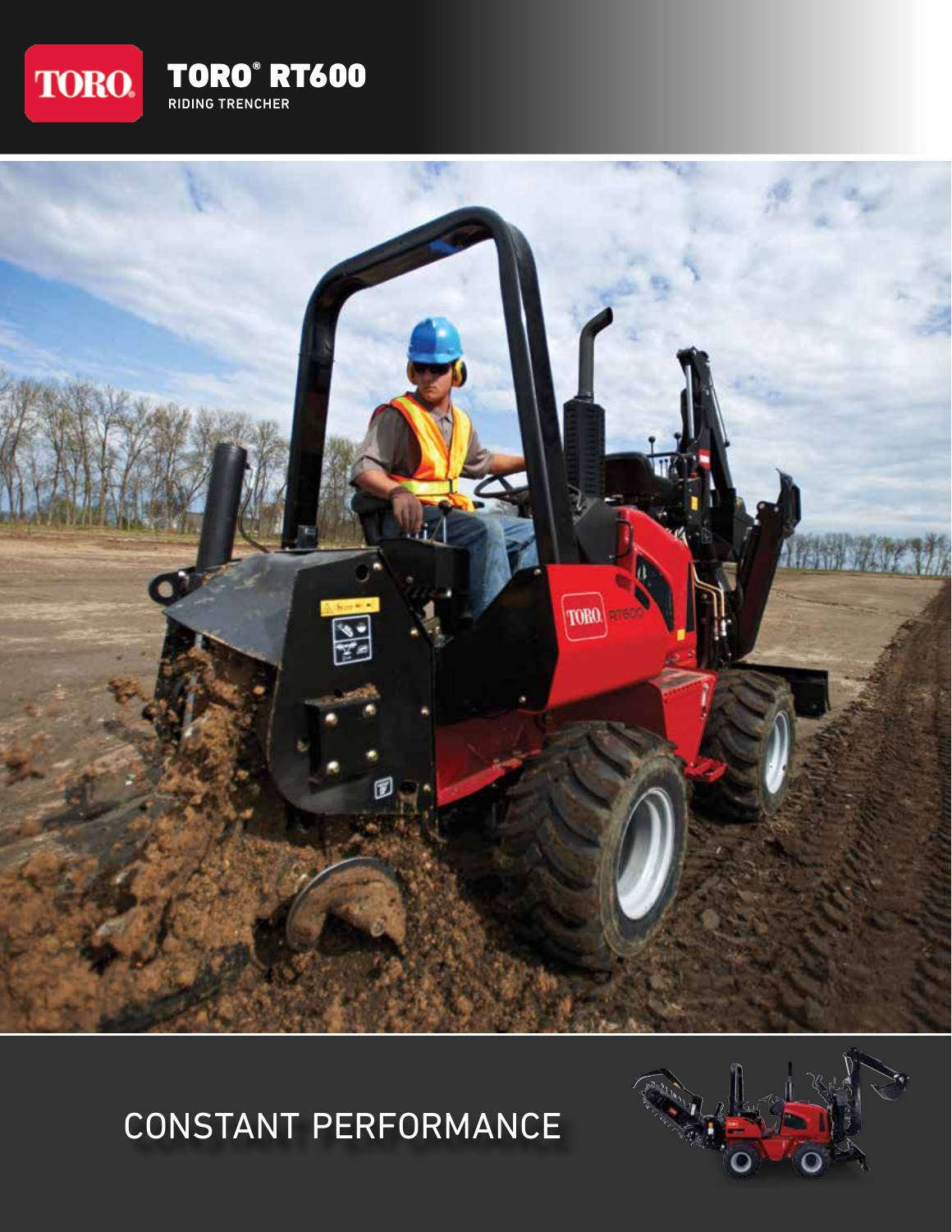TORO

# TORO® RT600

RIDING TRENCHER

## CONSTANT PERFORMANCE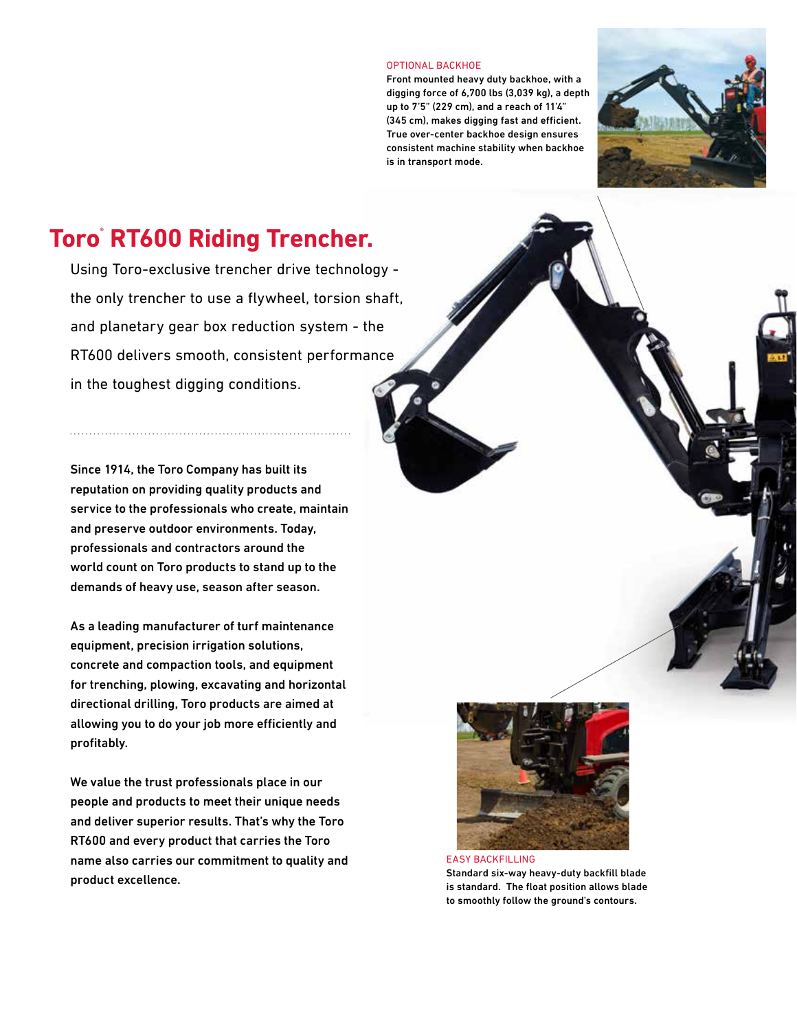# Toro® RT600 Riding Trencher.

Using Toro-exclusive trencher drive technology - the only trencher to use a flywheel, torsion shaft, and planetary gear box reduction system - the RT600 delivers smooth, consistent performance in the toughest digging conditions.

Since 1914, the Toro Company has built its reputation on providing quality products and service to the professionals who create, maintain and preserve outdoor environments. Today, professionals and contractors around the world count on Toro products to stand up to the demands of heavy use, season after season.

As a leading manufacturer of turf maintenance equipment, precision irrigation solutions, concrete and compaction tools, and equipment for trenching, plowing, excavating and horizontal directional drilling, Toro products are aimed at allowing you to do your job more efficiently and profitably.

We value the trust professionals place in our people and products to meet their unique needs and deliver superior results. That's why the Toro RT600 and every product that carries the Toro name also carries our commitment to quality and product excellence.

OPTIONAL BACKHOE

Front mounted heavy duty backhoe, with a digging force of 6,700 lbs (3,039 kg), a depth up to 7'5" (229 cm), and a reach of 11'4" (345 cm), makes digging fast and efficient. True over-center backhoe design ensures consistent machine stability when backhoe is in transport mode.

EASY BACKFILLING

Standard six-way heavy-duty backfill blade is standard. The float position allows blade to smoothly follow the ground's contours.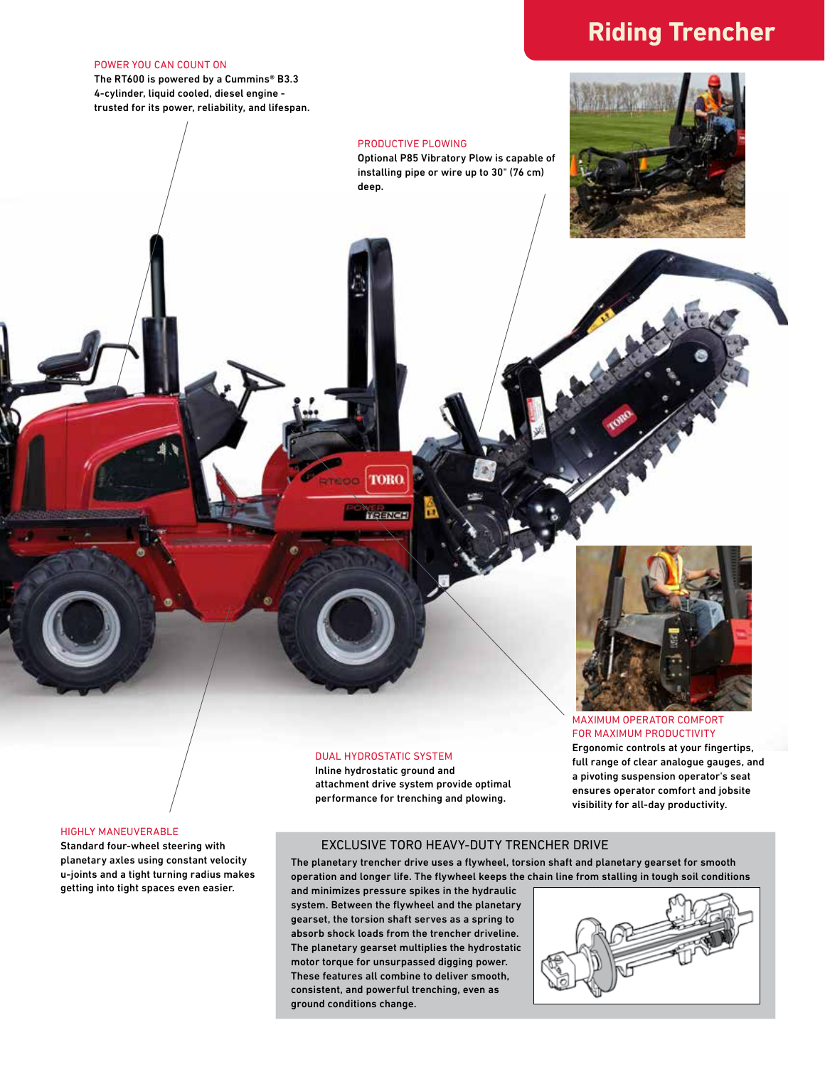# Riding Trencher

### POWER YOU CAN COUNT ON

The RT600 is powered by a Cummins® B3.3 4-cylinder, liquid cooled, diesel engine - trusted for its power, reliability, and lifespan.

### PRODUCTIVE PLOWING

Optional P85 Vibratory Plow is capable of installing pipe or wire up to 30" (76 cm) deep.

### MAXIMUM OPERATOR COMFORT FOR MAXIMUM PRODUCTIVITY

Ergonomic controls at your fingertips, full range of clear analogue gauges, and a pivoting suspension operator's seat ensures operator comfort and jobsite visibility for all-day productivity.

### DUAL HYDROSTATIC SYSTEM

Inline hydrostatic ground and attachment drive system provide optimal performance for trenching and plowing.

### HIGHLY MANEUVERABLE

Standard four-wheel steering with planetary axles using constant velocity u-joints and a tight turning radius makes getting into tight spaces even easier.

### EXCLUSIVE TORO HEAVY-DUTY TRENCHER DRIVE

The planetary trencher drive uses a flywheel, torsion shaft and planetary gearset for smooth operation and longer life. The flywheel keeps the chain line from stalling in tough soil conditions and minimizes pressure spikes in the hydraulic system. Between the flywheel and the planetary gearset, the torsion shaft serves as a spring to absorb shock loads from the trencher driveline. The planetary gearset multiplies the hydrostatic motor torque for unsurpassed digging power. These features all combine to deliver smooth, consistent, and powerful trenching, even as ground conditions change.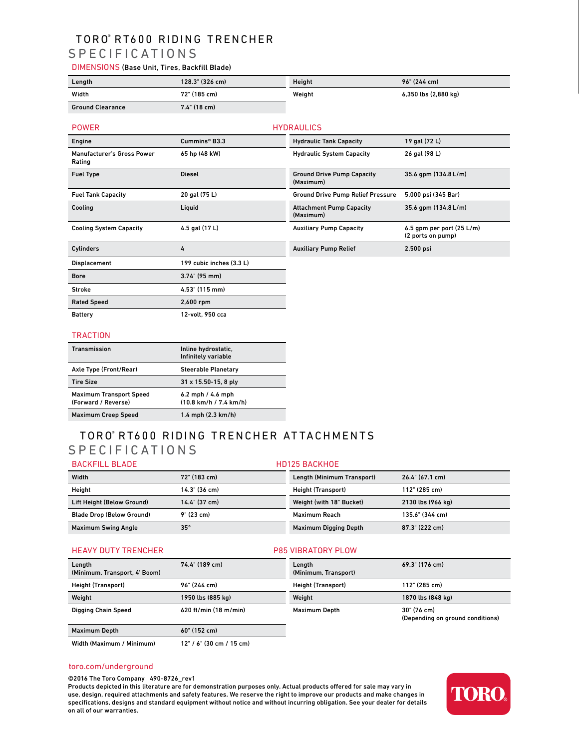# TORO® RT600 RIDING TRENCHER SPECIFICATIONS

## DIMENSIONS (Base Unit, Tires, Backfill Blade)

| | | | |
|---|---|---|---|
| Length | 128.3" (326 cm) | Height | 96" (244 cm) |
| Width | 72" (185 cm) | Weight | 6,350 lbs (2,880 kg) |
| Ground Clearance | 7.4" (18 cm) | | |

## POWER

| | |
|---|---|
| Engine | Cummins® B3.3 |
| Manufacturer's Gross Power Rating | 65 hp (48 kW) |
| Fuel Type | Diesel |
| Fuel Tank Capacity | 20 gal (75 L) |
| Cooling | Liquid |
| Cooling System Capacity | 4.5 gal (17 L) |
| Cylinders | 4 |
| Displacement | 199 cubic inches (3.3 L) |
| Bore | 3.74" (95 mm) |
| Stroke | 4.53" (115 mm) |
| Rated Speed | 2,600 rpm |
| Battery | 12-volt, 950 cca |

## HYDRAULICS

| | |
|---|---|
| Hydraulic Tank Capacity | 19 gal (72 L) |
| Hydraulic System Capacity | 26 gal (98 L) |
| Ground Drive Pump Capacity (Maximum) | 35.6 gpm (134.8 L/m) |
| Ground Drive Pump Relief Pressure | 5,000 psi (345 Bar) |
| Attachment Pump Capacity (Maximum) | 35.6 gpm (134.8 L/m) |
| Auxiliary Pump Capacity | 6.5 gpm per port (25 L/m) (2 ports on pump) |
| Auxiliary Pump Relief | 2,500 psi |

## TRACTION

| | |
|---|---|
| Transmission | Inline hydrostatic, Infinitely variable |
| Axle Type (Front/Rear) | Steerable Planetary |
| Tire Size | 31 x 15.50-15, 8 ply |
| Maximum Transport Speed (Forward / Reverse) | 6.2 mph / 4.6 mph (10.8 km/h / 7.4 km/h) |
| Maximum Creep Speed | 1.4 mph (2.3 km/h) |

# TORO® RT600 RIDING TRENCHER ATTACHMENTS SPECIFICATIONS

## BACKFILL BLADE

| | |
|---|---|
| Width | 72" (183 cm) |
| Height | 14.3" (36 cm) |
| Lift Height (Below Ground) | 14.4" (37 cm) |
| Blade Drop (Below Ground) | 9" (23 cm) |
| Maximum Swing Angle | 35° |

## HD125 BACKHOE

| | |
|---|---|
| Length (Minimum Transport) | 26.4" (67.1 cm) |
| Height (Transport) | 112" (285 cm) |
| Weight (with 18" Bucket) | 2130 lbs (966 kg) |
| Maximum Reach | 135.6" (344 cm) |
| Maximum Digging Depth | 87.3" (222 cm) |

## HEAVY DUTY TRENCHER

| | |
|---|---|
| Length (Minimum, Transport, 4' Boom) | 74.4" (189 cm) |
| Height (Transport) | 96" (244 cm) |
| Weight | 1950 lbs (885 kg) |
| Digging Chain Speed | 620 ft/min (18 m/min) |
| Maximum Depth | 60" (152 cm) |
| Width (Maximum / Minimum) | 12" / 6" (30 cm / 15 cm) |

## P85 VIBRATORY PLOW

| | |
|---|---|
| Length (Minimum, Transport) | 69.3" (176 cm) |
| Height (Transport) | 112" (285 cm) |
| Weight | 1870 lbs (848 kg) |
| Maximum Depth | 30" (76 cm) (Depending on ground conditions) |

toro.com/underground

©2016 The Toro Company 490-8726_rev1
Products depicted in this literature are for demonstration purposes only. Actual products offered for sale may vary in use, design, required attachments and safety features. We reserve the right to improve our products and make changes in specifications, designs and standard equipment without notice and without incurring obligation. See your dealer for details on all of our warranties.

TORO®